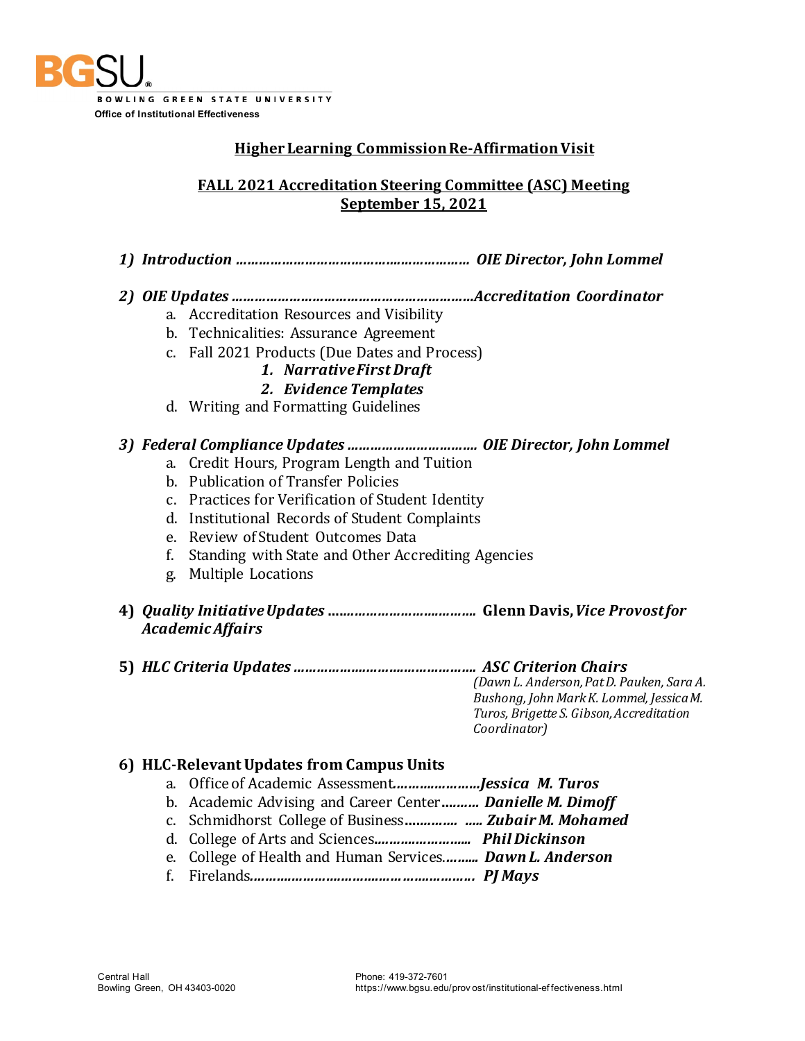BGSU

BOWLING GREEN STATE UNIVERSITY

**Office of Institutional Effectiveness**

## Higher Learning Commission Re-Affirmation Visit

## FALL 2021 Accreditation Steering Committee (ASC) Meeting
## September 15, 2021

1) ***Introduction ......................................................... OIE Director, John Lommel***

2) ***OIE Updates ..........................................................Accreditation Coordinator***
   a. Accreditation Resources and Visibility
   b. Technicalities: Assurance Agreement
   c. Fall 2021 Products (Due Dates and Process)
      1. ***Narrative First Draft***
      2. ***Evidence Templates***
   d. Writing and Formatting Guidelines

3) ***Federal Compliance Updates .............................. OIE Director, John Lommel***
   a. Credit Hours, Program Length and Tuition
   b. Publication of Transfer Policies
   c. Practices for Verification of Student Identity
   d. Institutional Records of Student Complaints
   e. Review of Student Outcomes Data
   f. Standing with State and Other Accrediting Agencies
   g. Multiple Locations

4) ***Quality Initiative Updates*** **.................................... Glenn Davis,** ***Vice Provost for Academic Affairs***

5) ***HLC Criteria Updates ............................................. ASC Criterion Chairs***
   *(Dawn L. Anderson, Pat D. Pauken, Sara A. Bushong, John Mark K. Lommel, Jessica M. Turos, Brigette S. Gibson, Accreditation Coordinator)*

6) **HLC-Relevant Updates from Campus Units**
   a. Office of Academic Assessment.....................***Jessica M. Turos***
   b. Academic Advising and Career Center.......... ***Danielle M. Dimoff***
   c. Schmidhorst College of Business.............. ..... ***Zubair M. Mohamed***
   d. College of Arts and Sciences......................... ***Phil Dickinson***
   e. College of Health and Human Services.......... ***Dawn L. Anderson***
   f. Firelands.......................................................... ***PJ Mays***

Central Hall
Bowling Green, OH 43403-0020

Phone: 419-372-7601
https://www.bgsu.edu/provost/institutional-effectiveness.html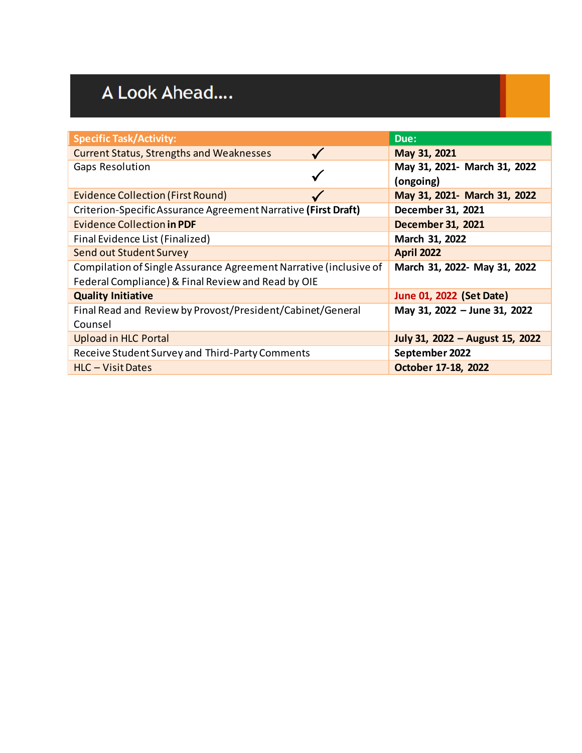# A Look Ahead....

| Specific Task/Activity: | Due: |
|---|---|
| Current Status, Strengths and Weaknesses ✓ | **May 31, 2021** |
| Gaps Resolution ✓ | **May 31, 2021- March 31, 2022 (ongoing)** |
| Evidence Collection (First Round) ✓ | **May 31, 2021- March 31, 2022** |
| Criterion-Specific Assurance Agreement Narrative **(First Draft)** | **December 31, 2021** |
| Evidence Collection **in PDF** | **December 31, 2021** |
| Final Evidence List (Finalized) | **March 31, 2022** |
| Send out Student Survey | **April 2022** |
| Compilation of Single Assurance Agreement Narrative (inclusive of Federal Compliance) & Final Review and Read by OIE | **March 31, 2022- May 31, 2022** |
| **Quality Initiative** | **June 01, 2022 (Set Date)** |
| Final Read and Review by Provost/President/Cabinet/General Counsel | **May 31, 2022 – June 31, 2022** |
| Upload in HLC Portal | **July 31, 2022 – August 15, 2022** |
| Receive Student Survey and Third-Party Comments | **September 2022** |
| HLC – Visit Dates | **October 17-18, 2022** |